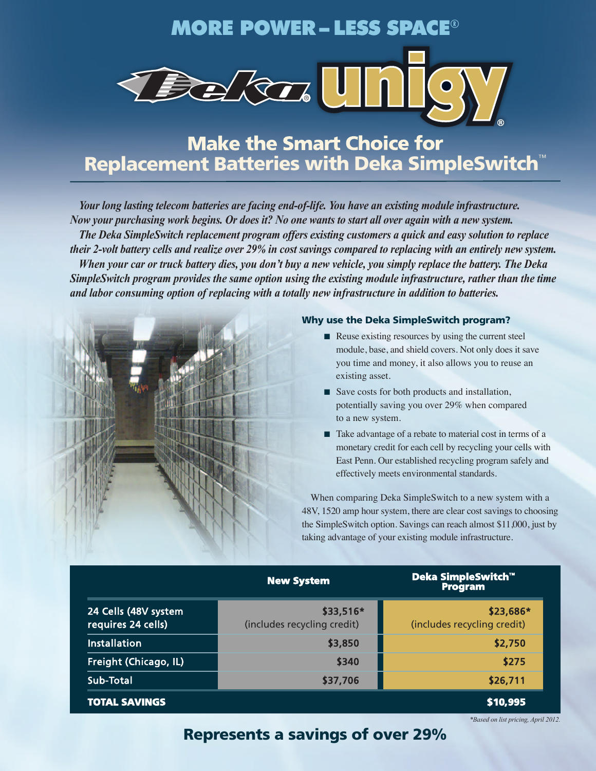# MORE POWER – LESS SPACE®

**Deka unigy®**

## Make the Smart Choice for Replacement Batteries with Deka SimpleSwitch™

*Your long lasting telecom batteries are facing end-of-life. You have an existing module infrastructure. Now your purchasing work begins. Or does it? No one wants to start all over again with a new system.*

*The Deka SimpleSwitch replacement program offers existing customers a quick and easy solution to replace their 2-volt battery cells and realize over 29% in cost savings compared to replacing with an entirely new system.*

*When your car or truck battery dies, you don't buy a new vehicle, you simply replace the battery. The Deka SimpleSwitch program provides the same option using the existing module infrastructure, rather than the time and labor consuming option of replacing with a totally new infrastructure in addition to batteries.*

### Why use the Deka SimpleSwitch program?

- Reuse existing resources by using the current steel module, base, and shield covers. Not only does it save you time and money, it also allows you to reuse an existing asset.
- Save costs for both products and installation, potentially saving you over 29% when compared to a new system.
- Take advantage of a rebate to material cost in terms of a monetary credit for each cell by recycling your cells with East Penn. Our established recycling program safely and effectively meets environmental standards.

When comparing Deka SimpleSwitch to a new system with a 48V, 1520 amp hour system, there are clear cost savings to choosing the SimpleSwitch option. Savings can reach almost $11,000, just by taking advantage of your existing module infrastructure.

| | New System | Deka SimpleSwitch™ Program |
|---|---|---|
| 24 Cells (48V system requires 24 cells) | $33,516* (includes recycling credit) | $23,686* (includes recycling credit) |
| Installation | $3,850 | $2,750 |
| Freight (Chicago, IL) | $340 | $275 |
| Sub-Total | $37,706 | $26,711 |
| **TOTAL SAVINGS** | | **$10,995** |

*\*Based on list pricing, April 2012.*

## Represents a savings of over 29%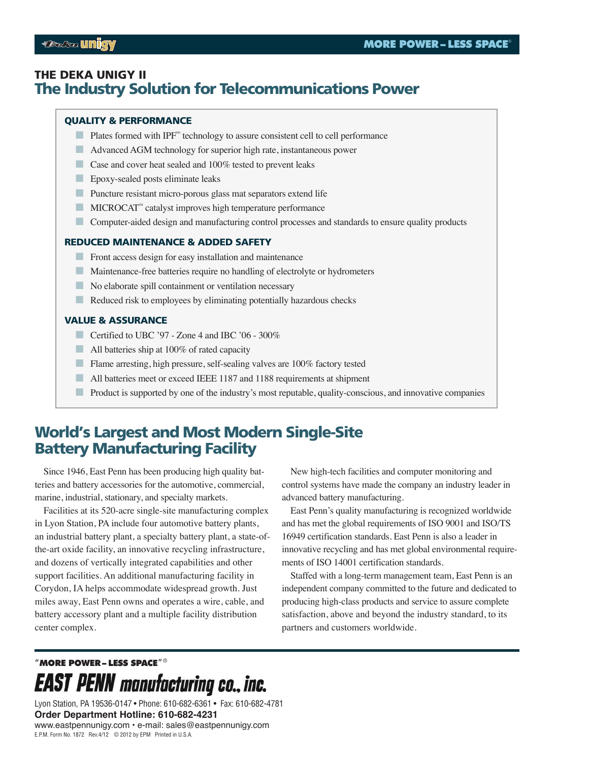# THE DEKA UNIGY II
## The Industry Solution for Telecommunications Power

### QUALITY & PERFORMANCE

- Plates formed with IPF™ technology to assure consistent cell to cell performance
- Advanced AGM technology for superior high rate, instantaneous power
- Case and cover heat sealed and 100% tested to prevent leaks
- Epoxy-sealed posts eliminate leaks
- Puncture resistant micro-porous glass mat separators extend life
- MICROCAT™ catalyst improves high temperature performance
- Computer-aided design and manufacturing control processes and standards to ensure quality products

### REDUCED MAINTENANCE & ADDED SAFETY

- Front access design for easy installation and maintenance
- Maintenance-free batteries require no handling of electrolyte or hydrometers
- No elaborate spill containment or ventilation necessary
- Reduced risk to employees by eliminating potentially hazardous checks

### VALUE & ASSURANCE

- Certified to UBC '97 - Zone 4 and IBC '06 - 300%
- All batteries ship at 100% of rated capacity
- Flame arresting, high pressure, self-sealing valves are 100% factory tested
- All batteries meet or exceed IEEE 1187 and 1188 requirements at shipment
- Product is supported by one of the industry's most reputable, quality-conscious, and innovative companies

## World's Largest and Most Modern Single-Site Battery Manufacturing Facility

Since 1946, East Penn has been producing high quality batteries and battery accessories for the automotive, commercial, marine, industrial, stationary, and specialty markets.

Facilities at its 520-acre single-site manufacturing complex in Lyon Station, PA include four automotive battery plants, an industrial battery plant, a specialty battery plant, a state-of-the-art oxide facility, an innovative recycling infrastructure, and dozens of vertically integrated capabilities and other support facilities. An additional manufacturing facility in Corydon, IA helps accommodate widespread growth. Just miles away, East Penn owns and operates a wire, cable, and battery accessory plant and a multiple facility distribution center complex.

New high-tech facilities and computer monitoring and control systems have made the company an industry leader in advanced battery manufacturing.

East Penn's quality manufacturing is recognized worldwide and has met the global requirements of ISO 9001 and ISO/TS 16949 certification standards. East Penn is also a leader in innovative recycling and has met global environmental requirements of ISO 14001 certification standards.

Staffed with a long-term management team, East Penn is an independent company committed to the future and dedicated to producing high-class products and service to assure complete satisfaction, above and beyond the industry standard, to its partners and customers worldwide.

---

"**MORE POWER – LESS SPACE**"®

**EAST PENN *manufacturing co., inc.***

Lyon Station, PA 19536-0147 • Phone: 610-682-6361 • Fax: 610-682-4781
**Order Department Hotline: 610-682-4231**
www.eastpennunigy.com • e-mail: sales@eastpennunigy.com
E.P.M. Form No. 1872 Rev.4/12 © 2012 by EPM Printed in U.S.A.